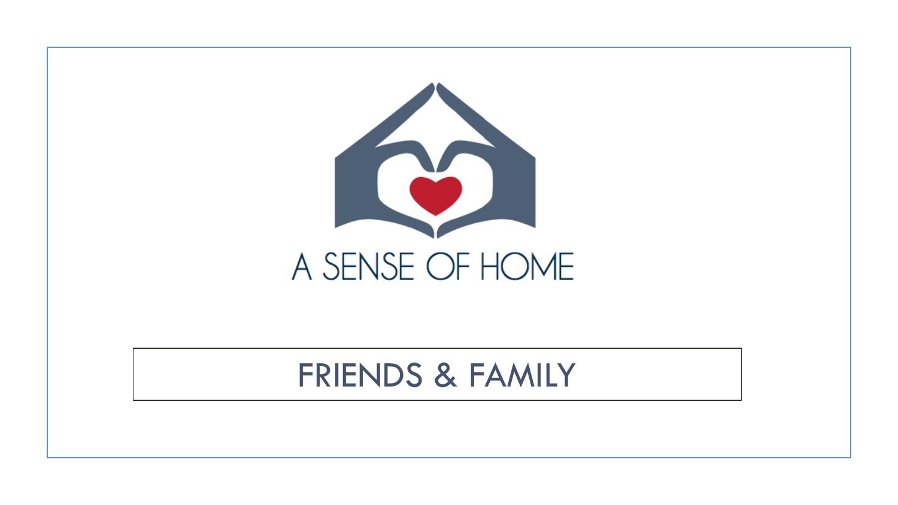# A SENSE OF HOME

## FRIENDS & FAMILY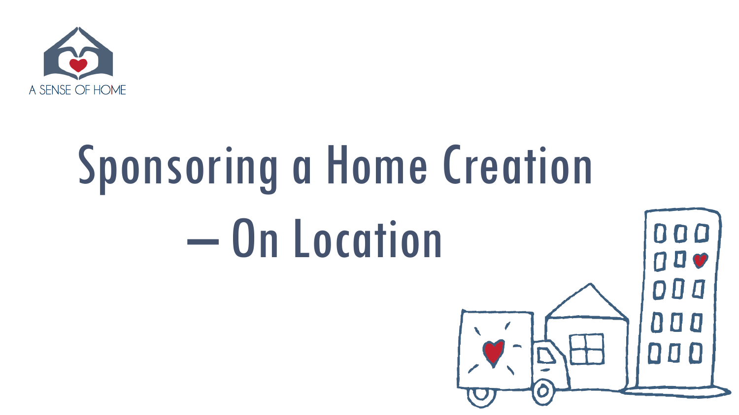A SENSE OF HOME

# Sponsoring a Home Creation – On Location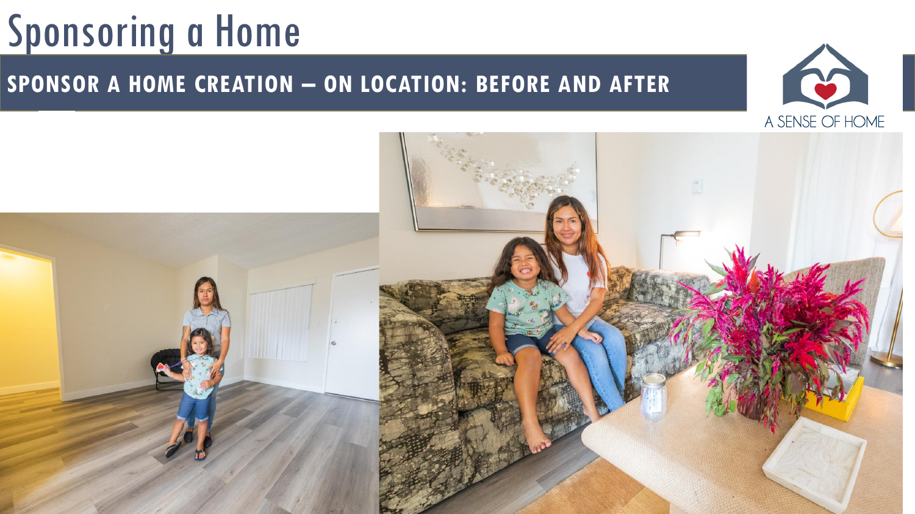# Sponsoring a Home

## SPONSOR A HOME CREATION – ON LOCATION: BEFORE AND AFTER

A SENSE OF HOME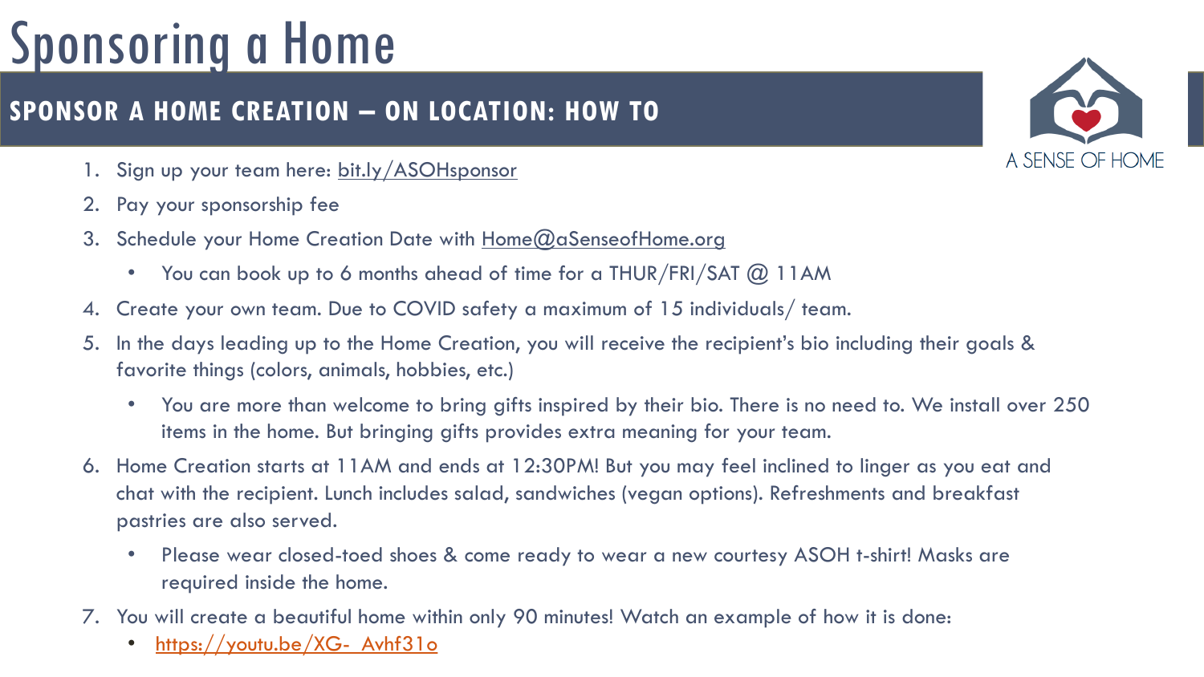# Sponsoring a Home

## SPONSOR A HOME CREATION – ON LOCATION: HOW TO

A SENSE OF HOME

1. Sign up your team here: bit.ly/ASOHsponsor
2. Pay your sponsorship fee
3. Schedule your Home Creation Date with Home@aSenseofHome.org
   - You can book up to 6 months ahead of time for a THUR/FRI/SAT @ 11AM
4. Create your own team. Due to COVID safety a maximum of 15 individuals/ team.
5. In the days leading up to the Home Creation, you will receive the recipient's bio including their goals & favorite things (colors, animals, hobbies, etc.)
   - You are more than welcome to bring gifts inspired by their bio. There is no need to. We install over 250 items in the home. But bringing gifts provides extra meaning for your team.
6. Home Creation starts at 11AM and ends at 12:30PM! But you may feel inclined to linger as you eat and chat with the recipient. Lunch includes salad, sandwiches (vegan options). Refreshments and breakfast pastries are also served.
   - Please wear closed-toed shoes & come ready to wear a new courtesy ASOH t-shirt! Masks are required inside the home.
7. You will create a beautiful home within only 90 minutes! Watch an example of how it is done:
   - https://youtu.be/XG-_Avhf31o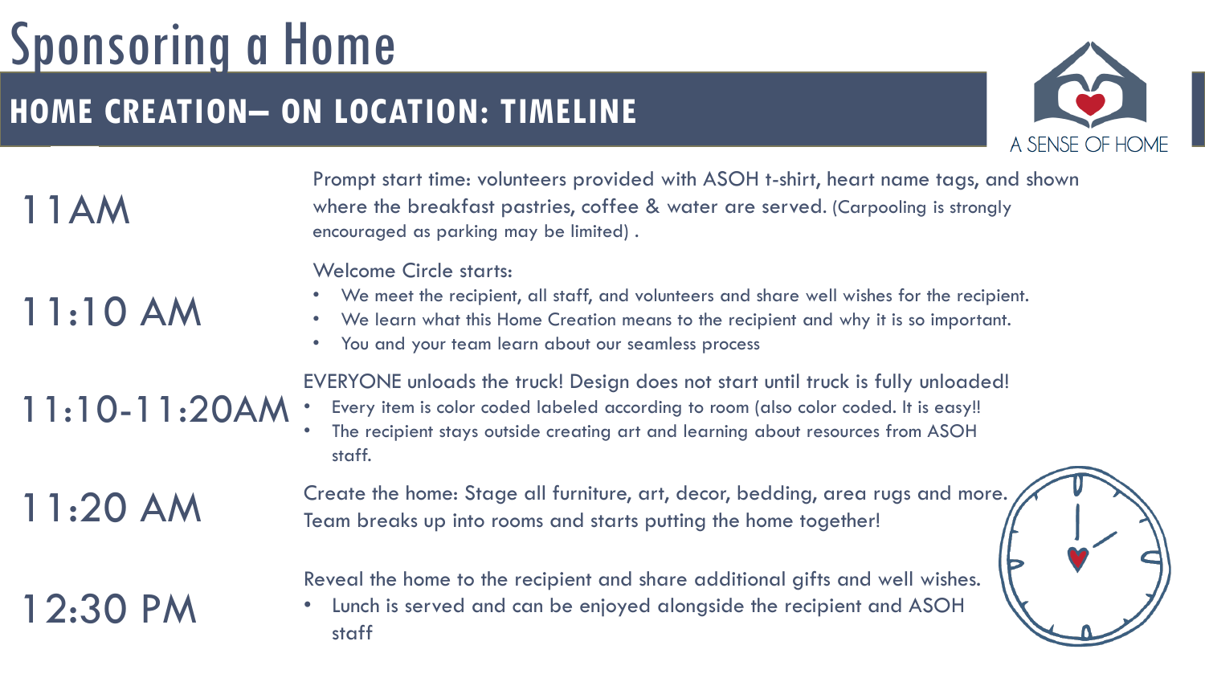# Sponsoring a Home

## HOME CREATION– ON LOCATION: TIMELINE

A SENSE OF HOME

**11AM**

Prompt start time: volunteers provided with ASOH t-shirt, heart name tags, and shown where the breakfast pastries, coffee & water are served. (Carpooling is strongly encouraged as parking may be limited) .

**11:10 AM**

Welcome Circle starts:

- We meet the recipient, all staff, and volunteers and share well wishes for the recipient.
- We learn what this Home Creation means to the recipient and why it is so important.
- You and your team learn about our seamless process

**11:10-11:20AM**

EVERYONE unloads the truck! Design does not start until truck is fully unloaded!

- Every item is color coded labeled according to room (also color coded. It is easy!!
- The recipient stays outside creating art and learning about resources from ASOH staff.

**11:20 AM**

Create the home: Stage all furniture, art, decor, bedding, area rugs and more. Team breaks up into rooms and starts putting the home together!

**12:30 PM**

Reveal the home to the recipient and share additional gifts and well wishes.

- Lunch is served and can be enjoyed alongside the recipient and ASOH staff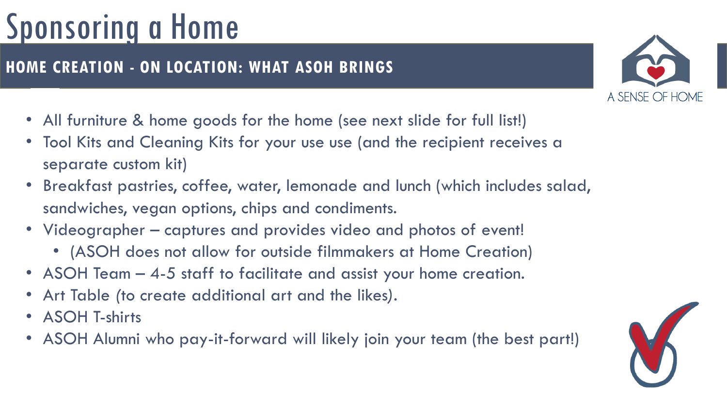# Sponsoring a Home

## HOME CREATION - ON LOCATION: WHAT ASOH BRINGS

A SENSE OF HOME

- All furniture & home goods for the home (see next slide for full list!)
- Tool Kits and Cleaning Kits for your use use (and the recipient receives a separate custom kit)
- Breakfast pastries, coffee, water, lemonade and lunch (which includes salad, sandwiches, vegan options, chips and condiments.
- Videographer – captures and provides video and photos of event!
  - (ASOH does not allow for outside filmmakers at Home Creation)
- ASOH Team – 4-5 staff to facilitate and assist your home creation.
- Art Table (to create additional art and the likes).
- ASOH T-shirts
- ASOH Alumni who pay-it-forward will likely join your team (the best part!)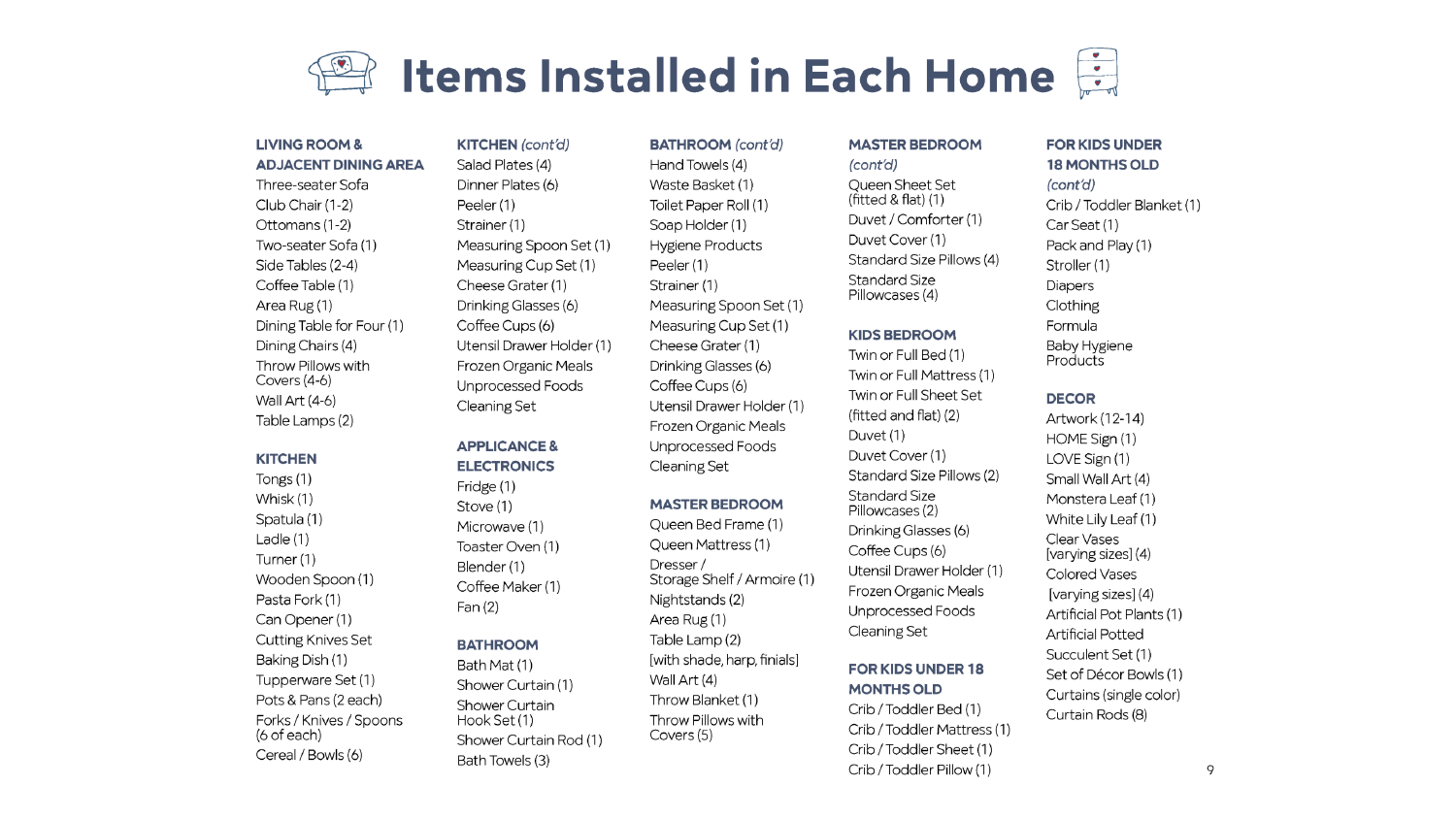# Items Installed in Each Home

## LIVING ROOM & ADJACENT DINING AREA

- Three-seater Sofa
- Club Chair (1-2)
- Ottomans (1-2)
- Two-seater Sofa (1)
- Side Tables (2-4)
- Coffee Table (1)
- Area Rug (1)
- Dining Table for Four (1)
- Dining Chairs (4)
- Throw Pillows with Covers (4-6)
- Wall Art (4-6)
- Table Lamps (2)

## KITCHEN

- Tongs (1)
- Whisk (1)
- Spatula (1)
- Ladle (1)
- Turner (1)
- Wooden Spoon (1)
- Pasta Fork (1)
- Can Opener (1)
- Cutting Knives Set
- Baking Dish (1)
- Tupperware Set (1)
- Pots & Pans (2 each)
- Forks / Knives / Spoons (6 of each)
- Cereal / Bowls (6)

## KITCHEN *(cont'd)*

- Salad Plates (4)
- Dinner Plates (6)
- Peeler (1)
- Strainer (1)
- Measuring Spoon Set (1)
- Measuring Cup Set (1)
- Cheese Grater (1)
- Drinking Glasses (6)
- Coffee Cups (6)
- Utensil Drawer Holder (1)
- Frozen Organic Meals
- Unprocessed Foods
- Cleaning Set

## APPLICANCE & ELECTRONICS

- Fridge (1)
- Stove (1)
- Microwave (1)
- Toaster Oven (1)
- Blender (1)
- Coffee Maker (1)
- Fan (2)

## BATHROOM

- Bath Mat (1)
- Shower Curtain (1)
- Shower Curtain Hook Set (1)
- Shower Curtain Rod (1)
- Bath Towels (3)

## BATHROOM *(cont'd)*

- Hand Towels (4)
- Waste Basket (1)
- Toilet Paper Roll (1)
- Soap Holder (1)
- Hygiene Products
- Peeler (1)
- Strainer (1)
- Measuring Spoon Set (1)
- Measuring Cup Set (1)
- Cheese Grater (1)
- Drinking Glasses (6)
- Coffee Cups (6)
- Utensil Drawer Holder (1)
- Frozen Organic Meals
- Unprocessed Foods
- Cleaning Set

## MASTER BEDROOM

- Queen Bed Frame (1)
- Queen Mattress (1)
- Dresser / Storage Shelf / Armoire (1)
- Nightstands (2)
- Area Rug (1)
- Table Lamp (2) [with shade, harp, finials]
- Wall Art (4)
- Throw Blanket (1)
- Throw Pillows with Covers (5)

## MASTER BEDROOM *(cont'd)*

- Queen Sheet Set (fitted & flat) (1)
- Duvet / Comforter (1)
- Duvet Cover (1)
- Standard Size Pillows (4)
- Standard Size Pillowcases (4)

## KIDS BEDROOM

- Twin or Full Bed (1)
- Twin or Full Mattress (1)
- Twin or Full Sheet Set (fitted and flat) (2)
- Duvet (1)
- Duvet Cover (1)
- Standard Size Pillows (2)
- Standard Size Pillowcases (2)
- Drinking Glasses (6)
- Coffee Cups (6)
- Utensil Drawer Holder (1)
- Frozen Organic Meals
- Unprocessed Foods
- Cleaning Set

## FOR KIDS UNDER 18 MONTHS OLD

- Crib / Toddler Bed (1)
- Crib / Toddler Mattress (1)
- Crib / Toddler Sheet (1)
- Crib / Toddler Pillow (1)

## FOR KIDS UNDER 18 MONTHS OLD *(cont'd)*

- Crib / Toddler Blanket (1)
- Car Seat (1)
- Pack and Play (1)
- Stroller (1)
- Diapers
- Clothing
- Formula
- Baby Hygiene Products

## DECOR

- Artwork (12-14)
- HOME Sign (1)
- LOVE Sign (1)
- Small Wall Art (4)
- Monstera Leaf (1)
- White Lily Leaf (1)
- Clear Vases [varying sizes] (4)
- Colored Vases [varying sizes] (4)
- Artificial Pot Plants (1)
- Artificial Potted Succulent Set (1)
- Set of Décor Bowls (1)
- Curtains (single color)
- Curtain Rods (8)